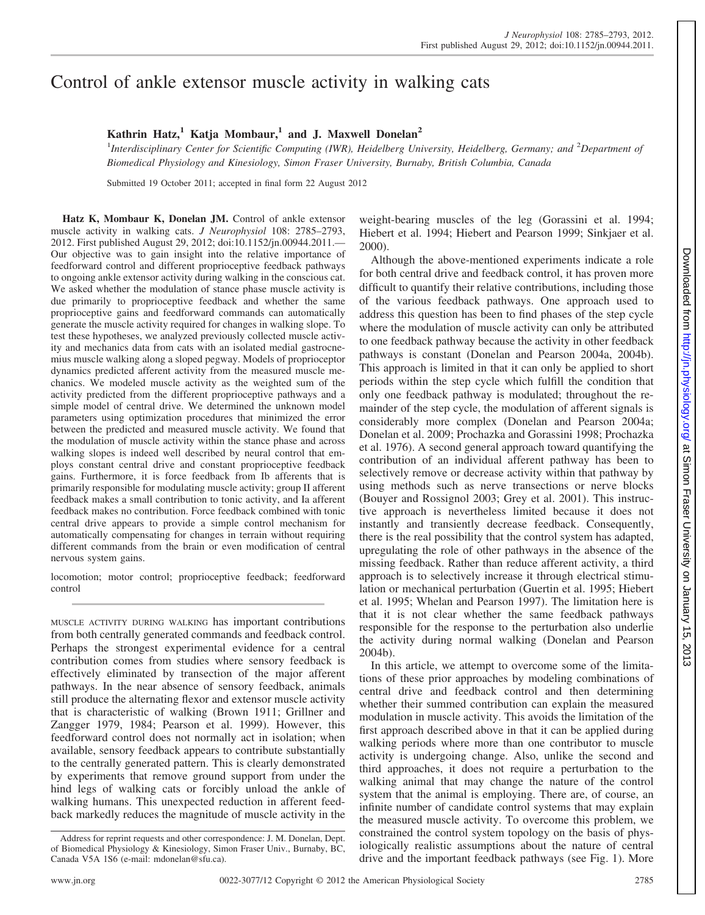# Control of ankle extensor muscle activity in walking cats

**Kathrin Hatz,[1] Katja Mombaur,[1] and J. Maxwell Donelan[2]**

[1]Interdisciplinary Center for Scientific Computing (IWR), Heidelberg University, Heidelberg, Germany; and [2]Department of Biomedical Physiology and Kinesiology, Simon Fraser University, Burnaby, British Columbia, Canada

Submitted 19 October 2011; accepted in final form 22 August 2012

**Hatz K, Mombaur K, Donelan JM.** Control of ankle extensor muscle activity in walking cats. *J Neurophysiol* 108: 2785–2793, 2012. First published August 29, 2012; doi:10.1152/jn.00944.2011.—Our objective was to gain insight into the relative importance of feedforward control and different proprioceptive feedback pathways to ongoing ankle extensor activity during walking in the conscious cat. We asked whether the modulation of stance phase muscle activity is due primarily to proprioceptive feedback and whether the same proprioceptive gains and feedforward commands can automatically generate the muscle activity required for changes in walking slope. To test these hypotheses, we analyzed previously collected muscle activity and mechanics data from cats with an isolated medial gastrocnemius muscle walking along a sloped pegway. Models of proprioceptor dynamics predicted afferent activity from the measured muscle mechanics. We modeled muscle activity as the weighted sum of the activity predicted from the different proprioceptive pathways and a simple model of central drive. We determined the unknown model parameters using optimization procedures that minimized the error between the predicted and measured muscle activity. We found that the modulation of muscle activity within the stance phase and across walking slopes is indeed well described by neural control that employs constant central drive and constant proprioceptive feedback gains. Furthermore, it is force feedback from Ib afferents that is primarily responsible for modulating muscle activity; group II afferent feedback makes a small contribution to tonic activity, and Ia afferent feedback makes no contribution. Force feedback combined with tonic central drive appears to provide a simple control mechanism for automatically compensating for changes in terrain without requiring different commands from the brain or even modification of central nervous system gains.

locomotion; motor control; proprioceptive feedback; feedforward control

MUSCLE ACTIVITY DURING WALKING has important contributions from both centrally generated commands and feedback control. Perhaps the strongest experimental evidence for a central contribution comes from studies where sensory feedback is effectively eliminated by transection of the major afferent pathways. In the near absence of sensory feedback, animals still produce the alternating flexor and extensor muscle activity that is characteristic of walking (Brown 1911; Grillner and Zangger 1979, 1984; Pearson et al. 1999). However, this feedforward control does not normally act in isolation; when available, sensory feedback appears to contribute substantially to the centrally generated pattern. This is clearly demonstrated by experiments that remove ground support from under the hind legs of walking cats or forcibly unload the ankle of walking humans. This unexpected reduction in afferent feedback markedly reduces the magnitude of muscle activity in the weight-bearing muscles of the leg (Gorassini et al. 1994; Hiebert et al. 1994; Hiebert and Pearson 1999; Sinkjaer et al. 2000).

Although the above-mentioned experiments indicate a role for both central drive and feedback control, it has proven more difficult to quantify their relative contributions, including those of the various feedback pathways. One approach used to address this question has been to find phases of the step cycle where the modulation of muscle activity can only be attributed to one feedback pathway because the activity in other feedback pathways is constant (Donelan and Pearson 2004a, 2004b). This approach is limited in that it can only be applied to short periods within the step cycle which fulfill the condition that only one feedback pathway is modulated; throughout the remainder of the step cycle, the modulation of afferent signals is considerably more complex (Donelan and Pearson 2004a; Donelan et al. 2009; Prochazka and Gorassini 1998; Prochazka et al. 1976). A second general approach toward quantifying the contribution of an individual afferent pathway has been to selectively remove or decrease activity within that pathway by using methods such as nerve transections or nerve blocks (Bouyer and Rossignol 2003; Grey et al. 2001). This instructive approach is nevertheless limited because it does not instantly and transiently decrease feedback. Consequently, there is the real possibility that the control system has adapted, upregulating the role of other pathways in the absence of the missing feedback. Rather than reduce afferent activity, a third approach is to selectively increase it through electrical stimulation or mechanical perturbation (Guertin et al. 1995; Hiebert et al. 1995; Whelan and Pearson 1997). The limitation here is that it is not clear whether the same feedback pathways responsible for the response to the perturbation also underlie the activity during normal walking (Donelan and Pearson 2004b).

In this article, we attempt to overcome some of the limitations of these prior approaches by modeling combinations of central drive and feedback control and then determining whether their summed contribution can explain the measured modulation in muscle activity. This avoids the limitation of the first approach described above in that it can be applied during walking periods where more than one contributor to muscle activity is undergoing change. Also, unlike the second and third approaches, it does not require a perturbation to the walking animal that may change the nature of the control system that the animal is employing. There are, of course, an infinite number of candidate control systems that may explain the measured muscle activity. To overcome this problem, we constrained the control system topology on the basis of physiologically realistic assumptions about the nature of central drive and the important feedback pathways (see Fig. 1). More

Address for reprint requests and other correspondence: J. M. Donelan, Dept. of Biomedical Physiology & Kinesiology, Simon Fraser Univ., Burnaby, BC, Canada V5A 1S6 (e-mail: mdonelan@sfu.ca).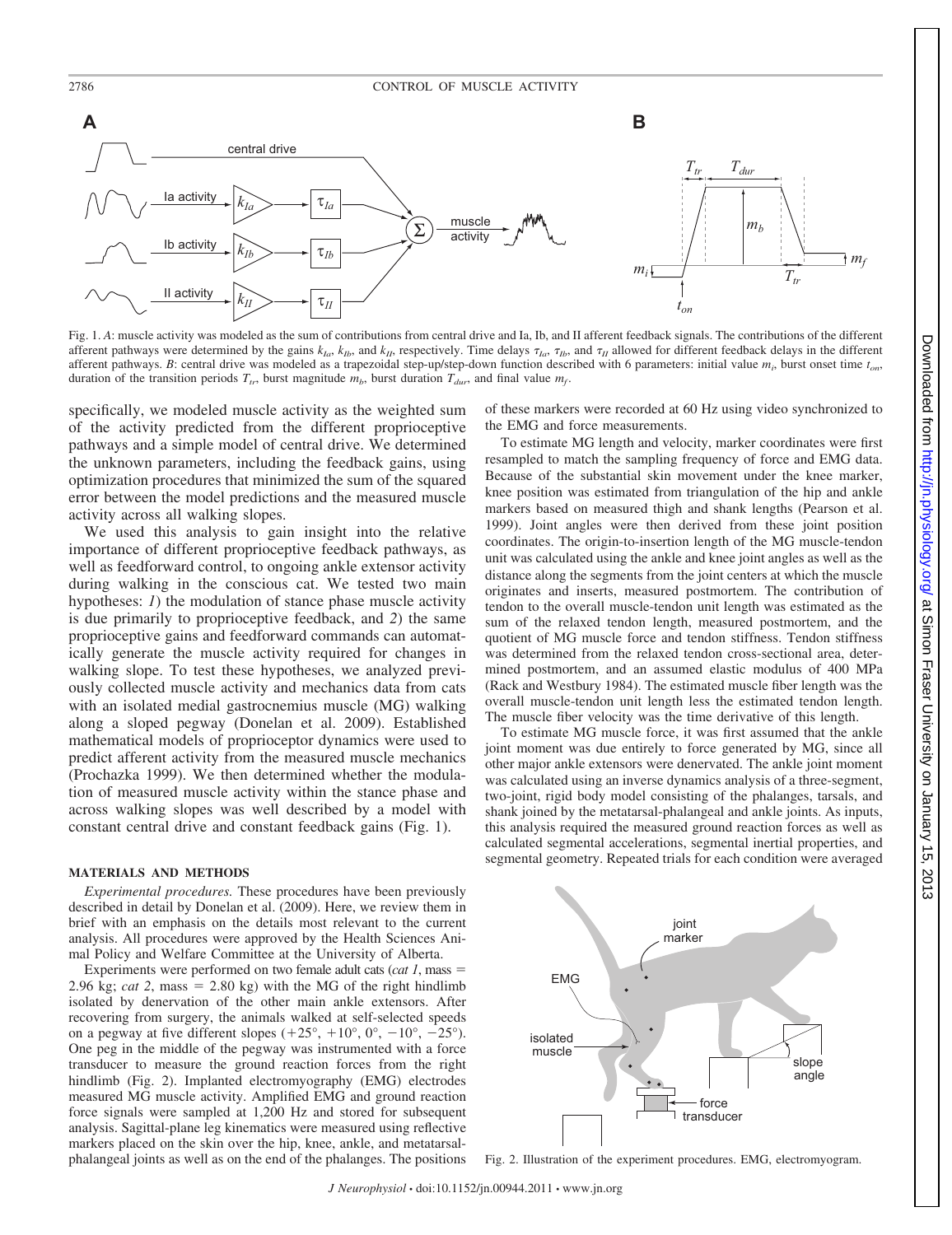Fig. 1. *A*: muscle activity was modeled as the sum of contributions from central drive and Ia, Ib, and II afferent feedback signals. The contributions of the different afferent pathways were determined by the gains $k_{Ia}$, $k_{Ib}$, and $k_{II}$, respectively. Time delays $\tau_{Ia}$, $\tau_{Ib}$, and $\tau_{II}$ allowed for different feedback delays in the different afferent pathways. *B*: central drive was modeled as a trapezoidal step-up/step-down function described with 6 parameters: initial value $m_i$, burst onset time $t_{on}$, duration of the transition periods $T_{tr}$, burst magnitude $m_b$, burst duration $T_{dur}$, and final value $m_f$.

specifically, we modeled muscle activity as the weighted sum of the activity predicted from the different proprioceptive pathways and a simple model of central drive. We determined the unknown parameters, including the feedback gains, using optimization procedures that minimized the sum of the squared error between the model predictions and the measured muscle activity across all walking slopes.

We used this analysis to gain insight into the relative importance of different proprioceptive feedback pathways, as well as feedforward control, to ongoing ankle extensor activity during walking in the conscious cat. We tested two main hypotheses: *1*) the modulation of stance phase muscle activity is due primarily to proprioceptive feedback, and *2*) the same proprioceptive gains and feedforward commands can automatically generate the muscle activity required for changes in walking slope. To test these hypotheses, we analyzed previously collected muscle activity and mechanics data from cats with an isolated medial gastrocnemius muscle (MG) walking along a sloped pegway (Donelan et al. 2009). Established mathematical models of proprioceptor dynamics were used to predict afferent activity from the measured muscle mechanics (Prochazka 1999). We then determined whether the modulation of measured muscle activity within the stance phase and across walking slopes was well described by a model with constant central drive and constant feedback gains (Fig. 1).

## MATERIALS AND METHODS

*Experimental procedures.* These procedures have been previously described in detail by Donelan et al. (2009). Here, we review them in brief with an emphasis on the details most relevant to the current analysis. All procedures were approved by the Health Sciences Animal Policy and Welfare Committee at the University of Alberta.

Experiments were performed on two female adult cats (*cat 1*, mass = 2.96 kg; *cat 2*, mass = 2.80 kg) with the MG of the right hindlimb isolated by denervation of the other main ankle extensors. After recovering from surgery, the animals walked at self-selected speeds on a pegway at five different slopes (+25°, +10°, 0°, −10°, −25°). One peg in the middle of the pegway was instrumented with a force transducer to measure the ground reaction forces from the right hindlimb (Fig. 2). Implanted electromyography (EMG) electrodes measured MG muscle activity. Amplified EMG and ground reaction force signals were sampled at 1,200 Hz and stored for subsequent analysis. Sagittal-plane leg kinematics were measured using reflective markers placed on the skin over the hip, knee, ankle, and metatarsal-phalangeal joints as well as on the end of the phalanges. The positions of these markers were recorded at 60 Hz using video synchronized to the EMG and force measurements.

To estimate MG length and velocity, marker coordinates were first resampled to match the sampling frequency of force and EMG data. Because of the substantial skin movement under the knee marker, knee position was estimated from triangulation of the hip and ankle markers based on measured thigh and shank lengths (Pearson et al. 1999). Joint angles were then derived from these joint position coordinates. The origin-to-insertion length of the MG muscle-tendon unit was calculated using the ankle and knee joint angles as well as the distance along the segments from the joint centers at which the muscle originates and inserts, measured postmortem. The contribution of tendon to the overall muscle-tendon unit length was estimated as the sum of the relaxed tendon length, measured postmortem, and the quotient of MG muscle force and tendon stiffness. Tendon stiffness was determined from the relaxed tendon cross-sectional area, determined postmortem, and an assumed elastic modulus of 400 MPa (Rack and Westbury 1984). The estimated muscle fiber length was the overall muscle-tendon unit length less the estimated tendon length. The muscle fiber velocity was the time derivative of this length.

To estimate MG muscle force, it was first assumed that the ankle joint moment was due entirely to force generated by MG, since all other major ankle extensors were denervated. The ankle joint moment was calculated using an inverse dynamics analysis of a three-segment, two-joint, rigid body model consisting of the phalanges, tarsals, and shank joined by the metatarsal-phalangeal and ankle joints. As inputs, this analysis required the measured ground reaction forces as well as calculated segmental accelerations, segmental inertial properties, and segmental geometry. Repeated trials for each condition were averaged

Fig. 2. Illustration of the experiment procedures. EMG, electromyogram.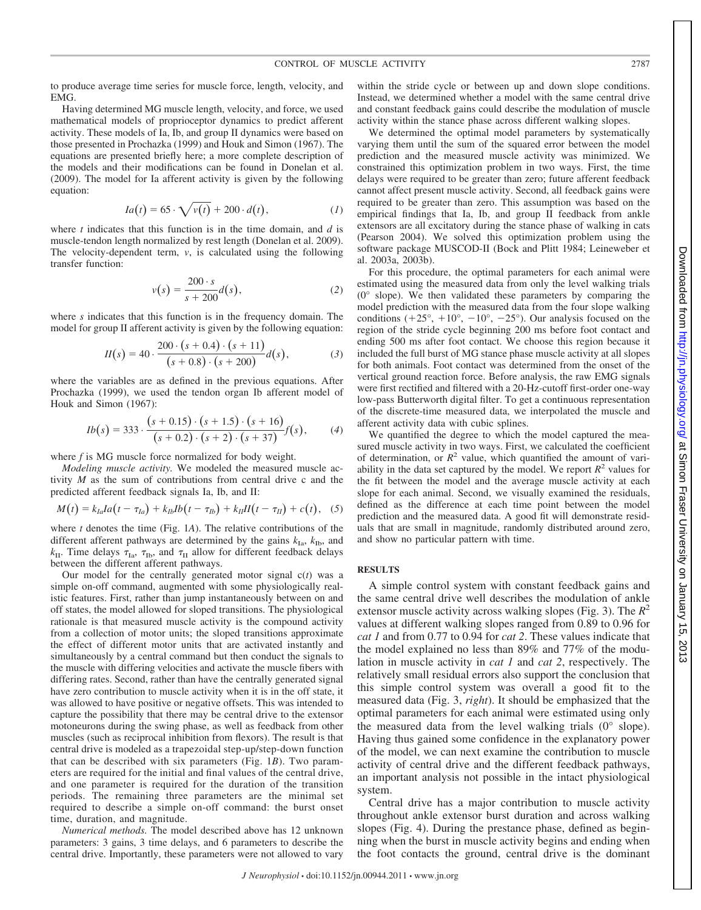to produce average time series for muscle force, length, velocity, and EMG.

Having determined MG muscle length, velocity, and force, we used mathematical models of proprioceptor dynamics to predict afferent activity. These models of Ia, Ib, and group II dynamics were based on those presented in Prochazka (1999) and Houk and Simon (1967). The equations are presented briefly here; a more complete description of the models and their modifications can be found in Donelan et al. (2009). The model for Ia afferent activity is given by the following equation:

$$Ia(t) = 65 \cdot \sqrt{v(t)} + 200 \cdot d(t), \tag{1}$$

where $t$ indicates that this function is in the time domain, and $d$ is muscle-tendon length normalized by rest length (Donelan et al. 2009). The velocity-dependent term, $v$, is calculated using the following transfer function:

$$v(s) = \frac{200 \cdot s}{s + 200} d(s), \tag{2}$$

where $s$ indicates that this function is in the frequency domain. The model for group II afferent activity is given by the following equation:

$$II(s) = 40 \cdot \frac{200 \cdot (s + 0.4) \cdot (s + 11)}{(s + 0.8) \cdot (s + 200)} d(s), \tag{3}$$

where the variables are as defined in the previous equations. After Prochazka (1999), we used the tendon organ Ib afferent model of Houk and Simon (1967):

$$Ib(s) = 333 \cdot \frac{(s + 0.15) \cdot (s + 1.5) \cdot (s + 16)}{(s + 0.2) \cdot (s + 2) \cdot (s + 37)} f(s), \tag{4}$$

where $f$ is MG muscle force normalized for body weight.

*Modeling muscle activity.* We modeled the measured muscle activity $M$ as the sum of contributions from central drive c and the predicted afferent feedback signals Ia, Ib, and II:

$$M(t) = k_{Ia} Ia(t - \tau_{Ia}) + k_{Ib} Ib(t - \tau_{Ib}) + k_{II} II(t - \tau_{II}) + c(t), \tag{5}$$

where $t$ denotes the time (Fig. 1*A*). The relative contributions of the different afferent pathways are determined by the gains $k_{Ia}$, $k_{Ib}$, and $k_{II}$. Time delays $\tau_{Ia}$, $\tau_{Ib}$, and $\tau_{II}$ allow for different feedback delays between the different afferent pathways.

Our model for the centrally generated motor signal c($t$) was a simple on-off command, augmented with some physiologically realistic features. First, rather than jump instantaneously between on and off states, the model allowed for sloped transitions. The physiological rationale is that measured muscle activity is the compound activity from a collection of motor units; the sloped transitions approximate the effect of different motor units that are activated instantly and simultaneously by a central command but then conduct the signals to the muscle with differing velocities and activate the muscle fibers with differing rates. Second, rather than have the centrally generated signal have zero contribution to muscle activity when it is in the off state, it was allowed to have positive or negative offsets. This was intended to capture the possibility that there may be central drive to the extensor motoneurons during the swing phase, as well as feedback from other muscles (such as reciprocal inhibition from flexors). The result is that central drive is modeled as a trapezoidal step-up/step-down function that can be described with six parameters (Fig. 1*B*). Two parameters are required for the initial and final values of the central drive, and one parameter is required for the duration of the transition periods. The remaining three parameters are the minimal set required to describe a simple on-off command: the burst onset time, duration, and magnitude.

*Numerical methods.* The model described above has 12 unknown parameters: 3 gains, 3 time delays, and 6 parameters to describe the central drive. Importantly, these parameters were not allowed to vary within the stride cycle or between up and down slope conditions. Instead, we determined whether a model with the same central drive and constant feedback gains could describe the modulation of muscle activity within the stance phase across different walking slopes.

We determined the optimal model parameters by systematically varying them until the sum of the squared error between the model prediction and the measured muscle activity was minimized. We constrained this optimization problem in two ways. First, the time delays were required to be greater than zero; future afferent feedback cannot affect present muscle activity. Second, all feedback gains were required to be greater than zero. This assumption was based on the empirical findings that Ia, Ib, and group II feedback from ankle extensors are all excitatory during the stance phase of walking in cats (Pearson 2004). We solved this optimization problem using the software package MUSCOD-II (Bock and Plitt 1984; Leineweber et al. 2003a, 2003b).

For this procedure, the optimal parameters for each animal were estimated using the measured data from only the level walking trials (0° slope). We then validated these parameters by comparing the model prediction with the measured data from the four slope walking conditions (+25°, +10°, −10°, −25°). Our analysis focused on the region of the stride cycle beginning 200 ms before foot contact and ending 500 ms after foot contact. We choose this region because it included the full burst of MG stance phase muscle activity at all slopes for both animals. Foot contact was determined from the onset of the vertical ground reaction force. Before analysis, the raw EMG signals were first rectified and filtered with a 20-Hz-cutoff first-order one-way low-pass Butterworth digital filter. To get a continuous representation of the discrete-time measured data, we interpolated the muscle and afferent activity data with cubic splines.

We quantified the degree to which the model captured the measured muscle activity in two ways. First, we calculated the coefficient of determination, or $R^2$ value, which quantified the amount of variability in the data set captured by the model. We report $R^2$ values for the fit between the model and the average muscle activity at each slope for each animal. Second, we visually examined the residuals, defined as the difference at each time point between the model prediction and the measured data. A good fit will demonstrate residuals that are small in magnitude, randomly distributed around zero, and show no particular pattern with time.

## RESULTS

A simple control system with constant feedback gains and the same central drive well describes the modulation of ankle extensor muscle activity across walking slopes (Fig. 3). The $R^2$ values at different walking slopes ranged from 0.89 to 0.96 for *cat 1* and from 0.77 to 0.94 for *cat 2*. These values indicate that the model explained no less than 89% and 77% of the modulation in muscle activity in *cat 1* and *cat 2*, respectively. The relatively small residual errors also support the conclusion that this simple control system was overall a good fit to the measured data (Fig. 3, *right*). It should be emphasized that the optimal parameters for each animal were estimated using only the measured data from the level walking trials (0° slope). Having thus gained some confidence in the explanatory power of the model, we can next examine the contribution to muscle activity of central drive and the different feedback pathways, an important analysis not possible in the intact physiological system.

Central drive has a major contribution to muscle activity throughout ankle extensor burst duration and across walking slopes (Fig. 4). During the prestance phase, defined as beginning when the burst in muscle activity begins and ending when the foot contacts the ground, central drive is the dominant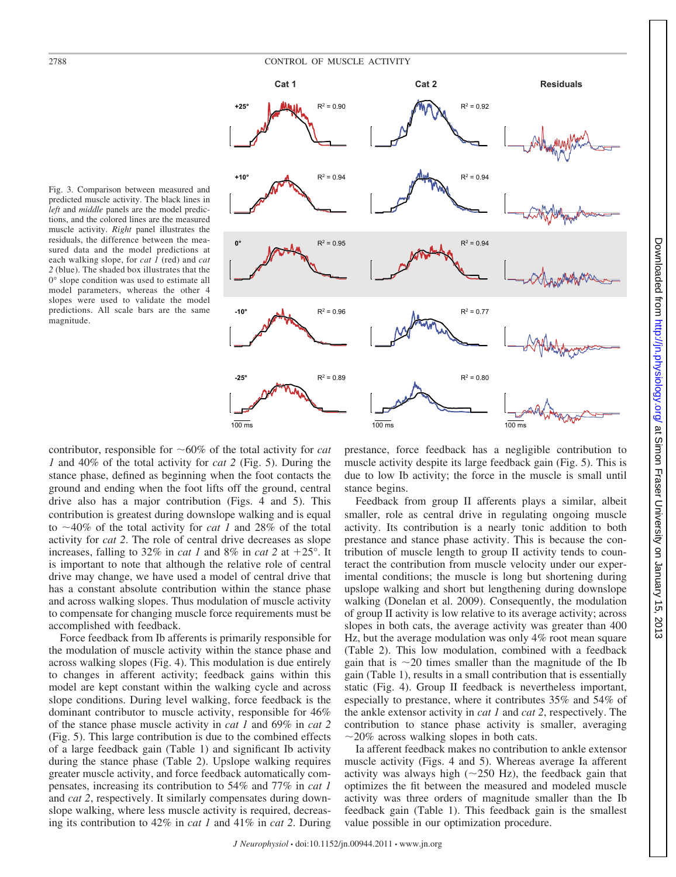Fig. 3. Comparison between measured and predicted muscle activity. The black lines in *left* and *middle* panels are the model predictions, and the colored lines are the measured muscle activity. *Right* panel illustrates the residuals, the difference between the measured data and the model predictions at each walking slope, for *cat 1* (red) and *cat 2* (blue). The shaded box illustrates that the 0° slope condition was used to estimate all model parameters, whereas the other 4 slopes were used to validate the model predictions. All scale bars are the same magnitude.

contributor, responsible for ~60% of the total activity for *cat 1* and 40% of the total activity for *cat 2* (Fig. 5). During the stance phase, defined as beginning when the foot contacts the ground and ending when the foot lifts off the ground, central drive also has a major contribution (Figs. 4 and 5). This contribution is greatest during downslope walking and is equal to ~40% of the total activity for *cat 1* and 28% of the total activity for *cat 2*. The role of central drive decreases as slope increases, falling to 32% in *cat 1* and 8% in *cat 2* at +25°. It is important to note that although the relative role of central drive may change, we have used a model of central drive that has a constant absolute contribution within the stance phase and across walking slopes. Thus modulation of muscle activity to compensate for changing muscle force requirements must be accomplished with feedback.

Force feedback from Ib afferents is primarily responsible for the modulation of muscle activity within the stance phase and across walking slopes (Fig. 4). This modulation is due entirely to changes in afferent activity; feedback gains within this model are kept constant within the walking cycle and across slope conditions. During level walking, force feedback is the dominant contributor to muscle activity, responsible for 46% of the stance phase muscle activity in *cat 1* and 69% in *cat 2* (Fig. 5). This large contribution is due to the combined effects of a large feedback gain (Table 1) and significant Ib activity during the stance phase (Table 2). Upslope walking requires greater muscle activity, and force feedback automatically compensates, increasing its contribution to 54% and 77% in *cat 1* and *cat 2*, respectively. It similarly compensates during downslope walking, where less muscle activity is required, decreasing its contribution to 42% in *cat 1* and 41% in *cat 2*. During prestance, force feedback has a negligible contribution to muscle activity despite its large feedback gain (Fig. 5). This is due to low Ib activity; the force in the muscle is small until stance begins.

Feedback from group II afferents plays a similar, albeit smaller, role as central drive in regulating ongoing muscle activity. Its contribution is a nearly tonic addition to both prestance and stance phase activity. This is because the contribution of muscle length to group II activity tends to counteract the contribution from muscle velocity under our experimental conditions; the muscle is long but shortening during upslope walking and short but lengthening during downslope walking (Donelan et al. 2009). Consequently, the modulation of group II activity is low relative to its average activity; across slopes in both cats, the average activity was greater than 400 Hz, but the average modulation was only 4% root mean square (Table 2). This low modulation, combined with a feedback gain that is ~20 times smaller than the magnitude of the Ib gain (Table 1), results in a small contribution that is essentially static (Fig. 4). Group II feedback is nevertheless important, especially to prestance, where it contributes 35% and 54% of the ankle extensor activity in *cat 1* and *cat 2*, respectively. The contribution to stance phase activity is smaller, averaging ~20% across walking slopes in both cats.

Ia afferent feedback makes no contribution to ankle extensor muscle activity (Figs. 4 and 5). Whereas average Ia afferent activity was always high (~250 Hz), the feedback gain that optimizes the fit between the measured and modeled muscle activity was three orders of magnitude smaller than the Ib feedback gain (Table 1). This feedback gain is the smallest value possible in our optimization procedure.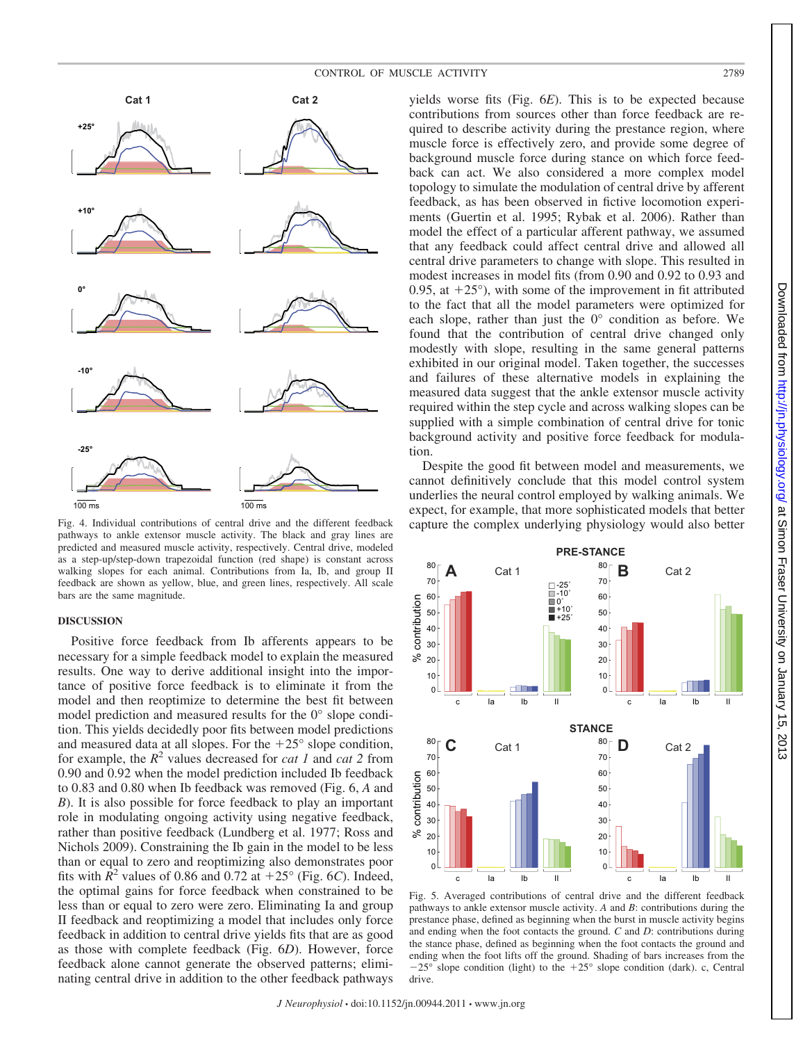Fig. 4. Individual contributions of central drive and the different feedback pathways to ankle extensor muscle activity. The black and gray lines are predicted and measured muscle activity, respectively. Central drive, modeled as a step-up/step-down trapezoidal function (red shape) is constant across walking slopes for each animal. Contributions from Ia, Ib, and group II feedback are shown as yellow, blue, and green lines, respectively. All scale bars are the same magnitude.

## DISCUSSION

Positive force feedback from Ib afferents appears to be necessary for a simple feedback model to explain the measured results. One way to derive additional insight into the importance of positive force feedback is to eliminate it from the model and then reoptimize to determine the best fit between model prediction and measured results for the 0° slope condition. This yields decidedly poor fits between model predictions and measured data at all slopes. For the +25° slope condition, for example, the $R^2$ values decreased for *cat 1* and *cat 2* from 0.90 and 0.92 when the model prediction included Ib feedback to 0.83 and 0.80 when Ib feedback was removed (Fig. 6, *A* and *B*). It is also possible for force feedback to play an important role in modulating ongoing activity using negative feedback, rather than positive feedback (Lundberg et al. 1977; Ross and Nichols 2009). Constraining the Ib gain in the model to be less than or equal to zero and reoptimizing also demonstrates poor fits with $R^2$ values of 0.86 and 0.72 at +25° (Fig. 6*C*). Indeed, the optimal gains for force feedback when constrained to be less than or equal to zero were zero. Eliminating Ia and group II feedback and reoptimizing a model that includes only force feedback in addition to central drive yields fits that are as good as those with complete feedback (Fig. 6*D*). However, force feedback alone cannot generate the observed patterns; eliminating central drive in addition to the other feedback pathways yields worse fits (Fig. 6*E*). This is to be expected because contributions from sources other than force feedback are required to describe activity during the prestance region, where muscle force is effectively zero, and provide some degree of background muscle force during stance on which force feedback can act. We also considered a more complex model topology to simulate the modulation of central drive by afferent feedback, as has been observed in fictive locomotion experiments (Guertin et al. 1995; Rybak et al. 2006). Rather than model the effect of a particular afferent pathway, we assumed that any feedback could affect central drive and allowed all central drive parameters to change with slope. This resulted in modest increases in model fits (from 0.90 and 0.92 to 0.93 and 0.95, at +25°), with some of the improvement in fit attributed to the fact that all the model parameters were optimized for each slope, rather than just the 0° condition as before. We found that the contribution of central drive changed only modestly with slope, resulting in the same general patterns exhibited in our original model. Taken together, the successes and failures of these alternative models in explaining the measured data suggest that the ankle extensor muscle activity required within the step cycle and across walking slopes can be supplied with a simple combination of central drive for tonic background activity and positive force feedback for modulation.

Despite the good fit between model and measurements, we cannot definitively conclude that this model control system underlies the neural control employed by walking animals. We expect, for example, that more sophisticated models that better capture the complex underlying physiology would also better

Fig. 5. Averaged contributions of central drive and the different feedback pathways to ankle extensor muscle activity. *A* and *B*: contributions during the prestance phase, defined as beginning when the burst in muscle activity begins and ending when the foot contacts the ground. *C* and *D*: contributions during the stance phase, defined as beginning when the foot contacts the ground and ending when the foot lifts off the ground. Shading of bars increases from the −25° slope condition (light) to the +25° slope condition (dark). c, Central drive.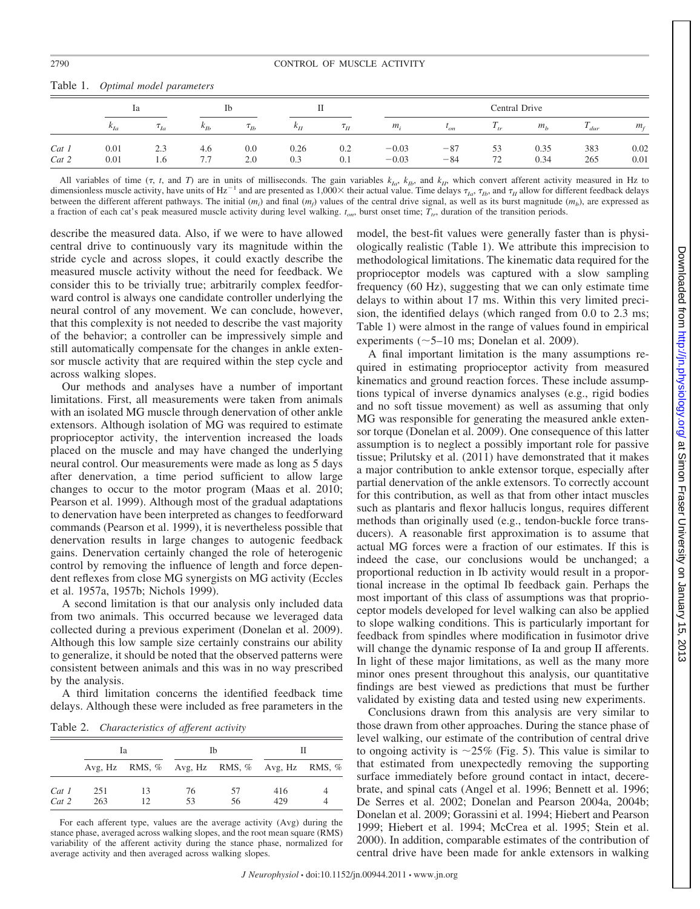Table 1. *Optimal model parameters*

| | Ia | | Ib | | II | | Central Drive | | | | | |
|---|---|---|---|---|---|---|---|---|---|---|---|---|
| | $k_{Ia}$ | $\tau_{Ia}$ | $k_{Ib}$ | $\tau_{Ib}$ | $k_{II}$ | $\tau_{II}$ | $m_i$ | $t_{on}$ | $T_{tr}$ | $m_b$ | $T_{dur}$ | $m_f$ |
| *Cat 1* | 0.01 | 2.3 | 4.6 | 0.0 | 0.26 | 0.2 | −0.03 | −87 | 53 | 0.35 | 383 | 0.02 |
| *Cat 2* | 0.01 | 1.6 | 7.7 | 2.0 | 0.3 | 0.1 | −0.03 | −84 | 72 | 0.34 | 265 | 0.01 |

All variables of time ($\tau$, $t$, and $T$) are in units of milliseconds. The gain variables $k_{Ia}$, $k_{Ib}$, and $k_{II}$, which convert afferent activity measured in Hz to dimensionless muscle activity, have units of $Hz^{-1}$ and are presented as 1,000× their actual value. Time delays $\tau_{Ia}$, $\tau_{Ib}$, and $\tau_{II}$ allow for different feedback delays between the different afferent pathways. The initial ($m_i$) and final ($m_f$) values of the central drive signal, as well as its burst magnitude ($m_b$), are expressed as a fraction of each cat's peak measured muscle activity during level walking. $t_{on}$, burst onset time; $T_{tr}$, duration of the transition periods.

describe the measured data. Also, if we were to have allowed central drive to continuously vary its magnitude within the stride cycle and across slopes, it could exactly describe the measured muscle activity without the need for feedback. We consider this to be trivially true; arbitrarily complex feedforward control is always one candidate controller underlying the neural control of any movement. We can conclude, however, that this complexity is not needed to describe the vast majority of the behavior; a controller can be impressively simple and still automatically compensate for the changes in ankle extensor muscle activity that are required within the step cycle and across walking slopes.

Our methods and analyses have a number of important limitations. First, all measurements were taken from animals with an isolated MG muscle through denervation of other ankle extensors. Although isolation of MG was required to estimate proprioceptor activity, the intervention increased the loads placed on the muscle and may have changed the underlying neural control. Our measurements were made as long as 5 days after denervation, a time period sufficient to allow large changes to occur to the motor program (Maas et al. 2010; Pearson et al. 1999). Although most of the gradual adaptations to denervation have been interpreted as changes to feedforward commands (Pearson et al. 1999), it is nevertheless possible that denervation results in large changes to autogenic feedback gains. Denervation certainly changed the role of heterogenic control by removing the influence of length and force dependent reflexes from close MG synergists on MG activity (Eccles et al. 1957a, 1957b; Nichols 1999).

A second limitation is that our analysis only included data from two animals. This occurred because we leveraged data collected during a previous experiment (Donelan et al. 2009). Although this low sample size certainly constrains our ability to generalize, it should be noted that the observed patterns were consistent between animals and this was in no way prescribed by the analysis.

A third limitation concerns the identified feedback time delays. Although these were included as free parameters in the model, the best-fit values were generally faster than is physiologically realistic (Table 1). We attribute this imprecision to methodological limitations. The kinematic data required for the proprioceptor models was captured with a slow sampling frequency (60 Hz), suggesting that we can only estimate time delays to within about 17 ms. Within this very limited precision, the identified delays (which ranged from 0.0 to 2.3 ms; Table 1) were almost in the range of values found in empirical experiments (~5–10 ms; Donelan et al. 2009).

A final important limitation is the many assumptions required in estimating proprioceptor activity from measured kinematics and ground reaction forces. These include assumptions typical of inverse dynamics analyses (e.g., rigid bodies and no soft tissue movement) as well as assuming that only MG was responsible for generating the measured ankle extensor torque (Donelan et al. 2009). One consequence of this latter assumption is to neglect a possibly important role for passive tissue; Prilutsky et al. (2011) have demonstrated that it makes a major contribution to ankle extensor torque, especially after partial denervation of the ankle extensors. To correctly account for this contribution, as well as that from other intact muscles such as plantaris and flexor hallucis longus, requires different methods than originally used (e.g., tendon-buckle force transducers). A reasonable first approximation is to assume that actual MG forces were a fraction of our estimates. If this is indeed the case, our conclusions would be unchanged; a proportional reduction in Ib activity would result in a proportional increase in the optimal Ib feedback gain. Perhaps the most important of this class of assumptions was that proprioceptor models developed for level walking can also be applied to slope walking conditions. This is particularly important for feedback from spindles where modification in fusimotor drive will change the dynamic response of Ia and group II afferents. In light of these major limitations, as well as the many more minor ones present throughout this analysis, our quantitative findings are best viewed as predictions that must be further validated by existing data and tested using new experiments.

Conclusions drawn from this analysis are very similar to those drawn from other approaches. During the stance phase of level walking, our estimate of the contribution of central drive to ongoing activity is ~25% (Fig. 5). This value is similar to that estimated from unexpectedly removing the supporting surface immediately before ground contact in intact, decerebrate, and spinal cats (Angel et al. 1996; Bennett et al. 1996; De Serres et al. 2002; Donelan and Pearson 2004a, 2004b; Donelan et al. 2009; Gorassini et al. 1994; Hiebert and Pearson 1999; Hiebert et al. 1994; McCrea et al. 1995; Stein et al. 2000). In addition, comparable estimates of the contribution of central drive have been made for ankle extensors in walking

Table 2. *Characteristics of afferent activity*

| | Ia | | Ib | | II | |
|---|---|---|---|---|---|---|
| | Avg, Hz | RMS, % | Avg, Hz | RMS, % | Avg, Hz | RMS, % |
| *Cat 1* | 251 | 13 | 76 | 57 | 416 | 4 |
| *Cat 2* | 263 | 12 | 53 | 56 | 429 | 4 |

For each afferent type, values are the average activity (Avg) during the stance phase, averaged across walking slopes, and the root mean square (RMS) variability of the afferent activity during the stance phase, normalized for average activity and then averaged across walking slopes.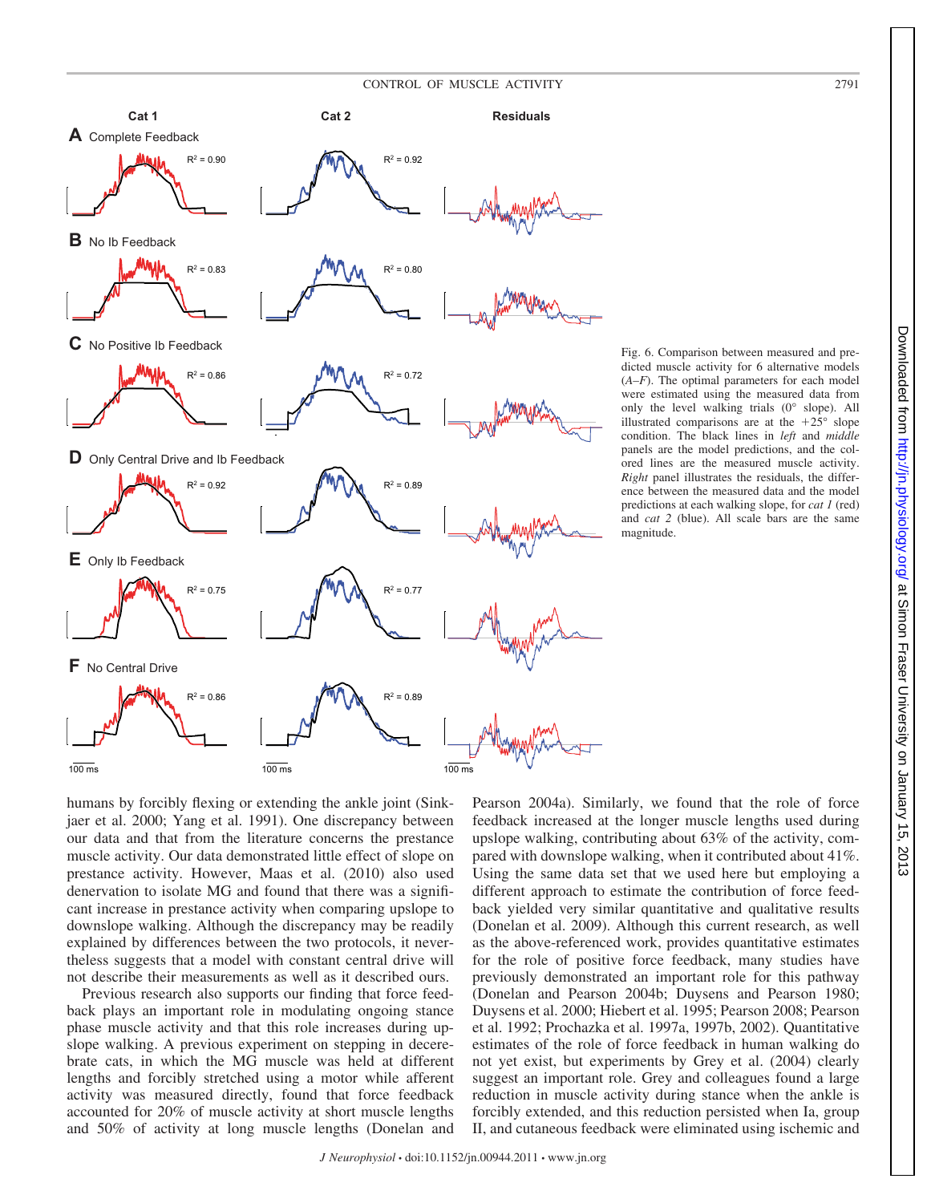Fig. 6. Comparison between measured and predicted muscle activity for 6 alternative models (*A–F*). The optimal parameters for each model were estimated using the measured data from only the level walking trials (0° slope). All illustrated comparisons are at the +25° slope condition. The black lines in *left* and *middle* panels are the model predictions, and the colored lines are the measured muscle activity. *Right* panel illustrates the residuals, the difference between the measured data and the model predictions at each walking slope, for *cat 1* (red) and *cat 2* (blue). All scale bars are the same magnitude.

humans by forcibly flexing or extending the ankle joint (Sinkjaer et al. 2000; Yang et al. 1991). One discrepancy between our data and that from the literature concerns the prestance muscle activity. Our data demonstrated little effect of slope on prestance activity. However, Maas et al. (2010) also used denervation to isolate MG and found that there was a significant increase in prestance activity when comparing upslope to downslope walking. Although the discrepancy may be readily explained by differences between the two protocols, it nevertheless suggests that a model with constant central drive will not describe their measurements as well as it described ours.

Previous research also supports our finding that force feedback plays an important role in modulating ongoing stance phase muscle activity and that this role increases during upslope walking. A previous experiment on stepping in decerebrate cats, in which the MG muscle was held at different lengths and forcibly stretched using a motor while afferent activity was measured directly, found that force feedback accounted for 20% of muscle activity at short muscle lengths and 50% of activity at long muscle lengths (Donelan and Pearson 2004a). Similarly, we found that the role of force feedback increased at the longer muscle lengths used during upslope walking, contributing about 63% of the activity, compared with downslope walking, when it contributed about 41%. Using the same data set that we used here but employing a different approach to estimate the contribution of force feedback yielded very similar quantitative and qualitative results (Donelan et al. 2009). Although this current research, as well as the above-referenced work, provides quantitative estimates for the role of positive force feedback, many studies have previously demonstrated an important role for this pathway (Donelan and Pearson 2004b; Duysens and Pearson 1980; Duysens et al. 2000; Hiebert et al. 1995; Pearson 2008; Pearson et al. 1992; Prochazka et al. 1997a, 1997b, 2002). Quantitative estimates of the role of force feedback in human walking do not yet exist, but experiments by Grey et al. (2004) clearly suggest an important role. Grey and colleagues found a large reduction in muscle activity during stance when the ankle is forcibly extended, and this reduction persisted when Ia, group II, and cutaneous feedback were eliminated using ischemic and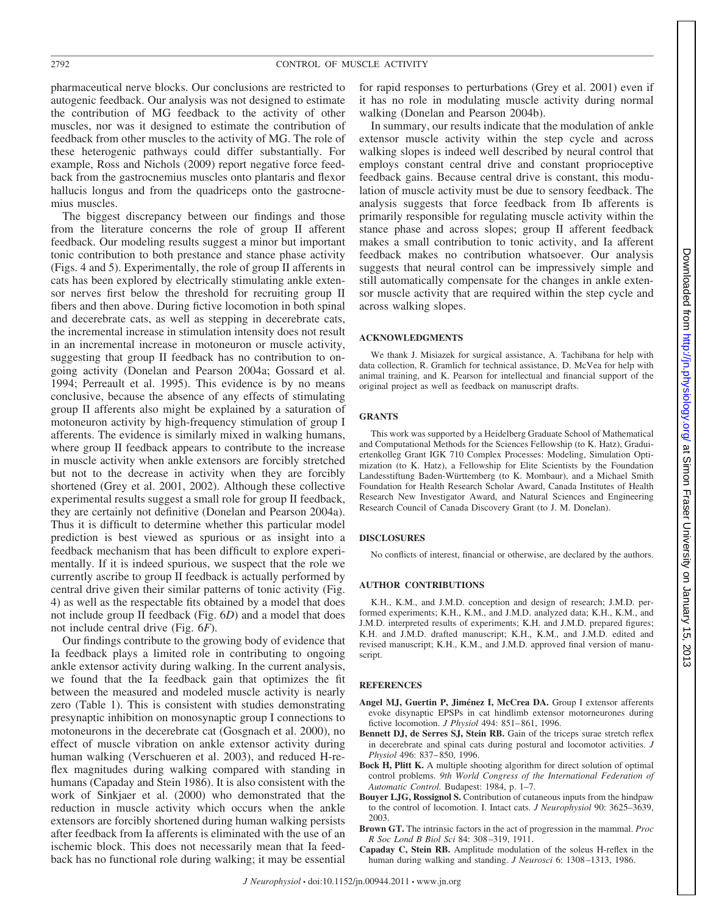pharmaceutical nerve blocks. Our conclusions are restricted to autogenic feedback. Our analysis was not designed to estimate the contribution of MG feedback to the activity of other muscles, nor was it designed to estimate the contribution of feedback from other muscles to the activity of MG. The role of these heterogenic pathways could differ substantially. For example, Ross and Nichols (2009) report negative force feedback from the gastrocnemius muscles onto plantaris and flexor hallucis longus and from the quadriceps onto the gastrocnemius muscles.

The biggest discrepancy between our findings and those from the literature concerns the role of group II afferent feedback. Our modeling results suggest a minor but important tonic contribution to both prestance and stance phase activity (Figs. 4 and 5). Experimentally, the role of group II afferents in cats has been explored by electrically stimulating ankle extensor nerves first below the threshold for recruiting group II fibers and then above. During fictive locomotion in both spinal and decerebrate cats, as well as stepping in decerebrate cats, the incremental increase in stimulation intensity does not result in an incremental increase in motoneuron or muscle activity, suggesting that group II feedback has no contribution to ongoing activity (Donelan and Pearson 2004a; Gossard et al. 1994; Perreault et al. 1995). This evidence is by no means conclusive, because the absence of any effects of stimulating group II afferents also might be explained by a saturation of motoneuron activity by high-frequency stimulation of group I afferents. The evidence is similarly mixed in walking humans, where group II feedback appears to contribute to the increase in muscle activity when ankle extensors are forcibly stretched but not to the decrease in activity when they are forcibly shortened (Grey et al. 2001, 2002). Although these collective experimental results suggest a small role for group II feedback, they are certainly not definitive (Donelan and Pearson 2004a). Thus it is difficult to determine whether this particular model prediction is best viewed as spurious or as insight into a feedback mechanism that has been difficult to explore experimentally. If it is indeed spurious, we suspect that the role we currently ascribe to group II feedback is actually performed by central drive given their similar patterns of tonic activity (Fig. 4) as well as the respectable fits obtained by a model that does not include group II feedback (Fig. 6*D*) and a model that does not include central drive (Fig. 6*F*).

Our findings contribute to the growing body of evidence that Ia feedback plays a limited role in contributing to ongoing ankle extensor activity during walking. In the current analysis, we found that the Ia feedback gain that optimizes the fit between the measured and modeled muscle activity is nearly zero (Table 1). This is consistent with studies demonstrating presynaptic inhibition on monosynaptic group I connections to motoneurons in the decerebrate cat (Gosgnach et al. 2000), no effect of muscle vibration on ankle extensor activity during human walking (Verschueren et al. 2003), and reduced H-reflex magnitudes during walking compared with standing in humans (Capaday and Stein 1986). It is also consistent with the work of Sinkjaer et al. (2000) who demonstrated that the reduction in muscle activity which occurs when the ankle extensors are forcibly shortened during human walking persists after feedback from Ia afferents is eliminated with the use of an ischemic block. This does not necessarily mean that Ia feedback has no functional role during walking; it may be essential for rapid responses to perturbations (Grey et al. 2001) even if it has no role in modulating muscle activity during normal walking (Donelan and Pearson 2004b).

In summary, our results indicate that the modulation of ankle extensor muscle activity within the step cycle and across walking slopes is indeed well described by neural control that employs constant central drive and constant proprioceptive feedback gains. Because central drive is constant, this modulation of muscle activity must be due to sensory feedback. The analysis suggests that force feedback from Ib afferents is primarily responsible for regulating muscle activity within the stance phase and across slopes; group II afferent feedback makes a small contribution to tonic activity, and Ia afferent feedback makes no contribution whatsoever. Our analysis suggests that neural control can be impressively simple and still automatically compensate for the changes in ankle extensor muscle activity that are required within the step cycle and across walking slopes.

## ACKNOWLEDGMENTS

We thank J. Misiazek for surgical assistance, A. Tachibana for help with data collection, R. Gramlich for technical assistance, D. McVea for help with animal training, and K. Pearson for intellectual and financial support of the original project as well as feedback on manuscript drafts.

## GRANTS

This work was supported by a Heidelberg Graduate School of Mathematical and Computational Methods for the Sciences Fellowship (to K. Hatz), Graduiertenkolleg Grant IGK 710 Complex Processes: Modeling, Simulation Optimization (to K. Hatz), a Fellowship for Elite Scientists by the Foundation Landesstiftung Baden-Württemberg (to K. Mombaur), and a Michael Smith Foundation for Health Research Scholar Award, Canada Institutes of Health Research New Investigator Award, and Natural Sciences and Engineering Research Council of Canada Discovery Grant (to J. M. Donelan).

## DISCLOSURES

No conflicts of interest, financial or otherwise, are declared by the authors.

## AUTHOR CONTRIBUTIONS

K.H., K.M., and J.M.D. conception and design of research; J.M.D. performed experiments; K.H., K.M., and J.M.D. analyzed data; K.H., K.M., and J.M.D. interpreted results of experiments; K.H. and J.M.D. prepared figures; K.H. and J.M.D. drafted manuscript; K.H., K.M., and J.M.D. edited and revised manuscript; K.H., K.M., and J.M.D. approved final version of manuscript.

## REFERENCES

**Angel MJ, Guertin P, Jiménez I, McCrea DA.** Group I extensor afferents evoke disynaptic EPSPs in cat hindlimb extensor motorneurones during fictive locomotion. *J Physiol* 494: 851–861, 1996.

**Bennett DJ, de Serres SJ, Stein RB.** Gain of the triceps surae stretch reflex in decerebrate and spinal cats during postural and locomotor activities. *J Physiol* 496: 837–850, 1996.

**Bock H, Plitt K.** A multiple shooting algorithm for direct solution of optimal control problems. *9th World Congress of the International Federation of Automatic Control.* Budapest: 1984, p. 1–7.

**Bouyer LJG, Rossignol S.** Contribution of cutaneous inputs from the hindpaw to the control of locomotion. I. Intact cats. *J Neurophysiol* 90: 3625–3639, 2003.

**Brown GT.** The intrinsic factors in the act of progression in the mammal. *Proc R Soc Lond B Biol Sci* 84: 308–319, 1911.

**Capaday C, Stein RB.** Amplitude modulation of the soleus H-reflex in the human during walking and standing. *J Neurosci* 6: 1308–1313, 1986.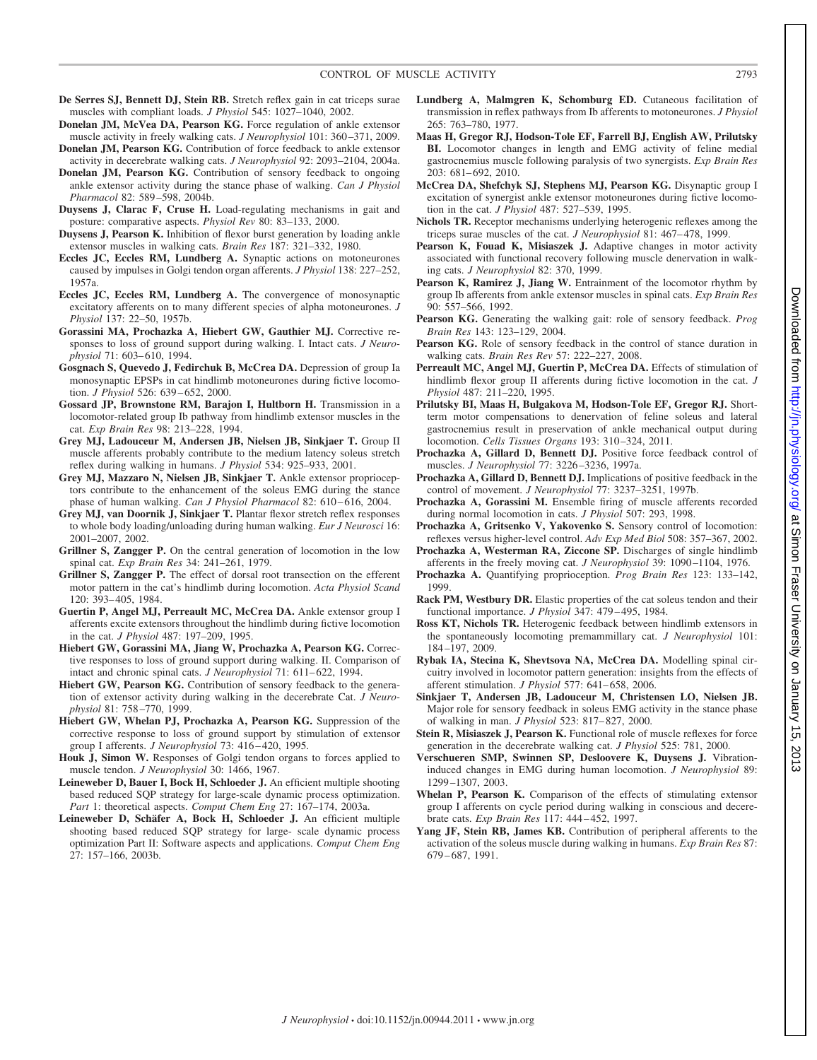**De Serres SJ, Bennett DJ, Stein RB.** Stretch reflex gain in cat triceps surae muscles with compliant loads. *J Physiol* 545: 1027–1040, 2002.

**Donelan JM, McVea DA, Pearson KG.** Force regulation of ankle extensor muscle activity in freely walking cats. *J Neurophysiol* 101: 360–371, 2009.

**Donelan JM, Pearson KG.** Contribution of force feedback to ankle extensor activity in decerebrate walking cats. *J Neurophysiol* 92: 2093–2104, 2004a.

**Donelan JM, Pearson KG.** Contribution of sensory feedback to ongoing ankle extensor activity during the stance phase of walking. *Can J Physiol Pharmacol* 82: 589–598, 2004b.

**Duysens J, Clarac F, Cruse H.** Load-regulating mechanisms in gait and posture: comparative aspects. *Physiol Rev* 80: 83–133, 2000.

**Duysens J, Pearson K.** Inhibition of flexor burst generation by loading ankle extensor muscles in walking cats. *Brain Res* 187: 321–332, 1980.

**Eccles JC, Eccles RM, Lundberg A.** Synaptic actions on motoneurones caused by impulses in Golgi tendon organ afferents. *J Physiol* 138: 227–252, 1957a.

**Eccles JC, Eccles RM, Lundberg A.** The convergence of monosynaptic excitatory afferents on to many different species of alpha motoneurones. *J Physiol* 137: 22–50, 1957b.

**Gorassini MA, Prochazka A, Hiebert GW, Gauthier MJ.** Corrective responses to loss of ground support during walking. I. Intact cats. *J Neurophysiol* 71: 603–610, 1994.

**Gosgnach S, Quevedo J, Fedirchuk B, McCrea DA.** Depression of group Ia monosynaptic EPSPs in cat hindlimb motoneurones during fictive locomotion. *J Physiol* 526: 639–652, 2000.

**Gossard JP, Brownstone RM, Barajon I, Hultborn H.** Transmission in a locomotor-related group Ib pathway from hindlimb extensor muscles in the cat. *Exp Brain Res* 98: 213–228, 1994.

**Grey MJ, Ladouceur M, Andersen JB, Nielsen JB, Sinkjaer T.** Group II muscle afferents probably contribute to the medium latency soleus stretch reflex during walking in humans. *J Physiol* 534: 925–933, 2001.

**Grey MJ, Mazzaro N, Nielsen JB, Sinkjaer T.** Ankle extensor proprioceptors contribute to the enhancement of the soleus EMG during the stance phase of human walking. *Can J Physiol Pharmacol* 82: 610–616, 2004.

**Grey MJ, van Doornik J, Sinkjaer T.** Plantar flexor stretch reflex responses to whole body loading/unloading during human walking. *Eur J Neurosci* 16: 2001–2007, 2002.

**Grillner S, Zangger P.** On the central generation of locomotion in the low spinal cat. *Exp Brain Res* 34: 241–261, 1979.

**Grillner S, Zangger P.** The effect of dorsal root transection on the efferent motor pattern in the cat's hindlimb during locomotion. *Acta Physiol Scand* 120: 393–405, 1984.

**Guertin P, Angel MJ, Perreault MC, McCrea DA.** Ankle extensor group I afferents excite extensors throughout the hindlimb during fictive locomotion in the cat. *J Physiol* 487: 197–209, 1995.

**Hiebert GW, Gorassini MA, Jiang W, Prochazka A, Pearson KG.** Corrective responses to loss of ground support during walking. II. Comparison of intact and chronic spinal cats. *J Neurophysiol* 71: 611–622, 1994.

**Hiebert GW, Pearson KG.** Contribution of sensory feedback to the generation of extensor activity during walking in the decerebrate Cat. *J Neurophysiol* 81: 758–770, 1999.

**Hiebert GW, Whelan PJ, Prochazka A, Pearson KG.** Suppression of the corrective response to loss of ground support by stimulation of extensor group I afferents. *J Neurophysiol* 73: 416–420, 1995.

**Houk J, Simon W.** Responses of Golgi tendon organs to forces applied to muscle tendon. *J Neurophysiol* 30: 1466, 1967.

**Leineweber D, Bauer I, Bock H, Schloeder J.** An efficient multiple shooting based reduced SQP strategy for large-scale dynamic process optimization. *Part* 1: theoretical aspects. *Comput Chem Eng* 27: 167–174, 2003a.

**Leineweber D, Schäfer A, Bock H, Schloeder J.** An efficient multiple shooting based reduced SQP strategy for large- scale dynamic process optimization Part II: Software aspects and applications. *Comput Chem Eng* 27: 157–166, 2003b.

**Lundberg A, Malmgren K, Schomburg ED.** Cutaneous facilitation of transmission in reflex pathways from Ib afferents to motoneurones. *J Physiol* 265: 763–780, 1977.

**Maas H, Gregor RJ, Hodson-Tole EF, Farrell BJ, English AW, Prilutsky BI.** Locomotor changes in length and EMG activity of feline medial gastrocnemius muscle following paralysis of two synergists. *Exp Brain Res* 203: 681–692, 2010.

**McCrea DA, Shefchyk SJ, Stephens MJ, Pearson KG.** Disynaptic group I excitation of synergist ankle extensor motoneurones during fictive locomotion in the cat. *J Physiol* 487: 527–539, 1995.

**Nichols TR.** Receptor mechanisms underlying heterogenic reflexes among the triceps surae muscles of the cat. *J Neurophysiol* 81: 467–478, 1999.

**Pearson K, Fouad K, Misiaszek J.** Adaptive changes in motor activity associated with functional recovery following muscle denervation in walking cats. *J Neurophysiol* 82: 370, 1999.

**Pearson K, Ramirez J, Jiang W.** Entrainment of the locomotor rhythm by group Ib afferents from ankle extensor muscles in spinal cats. *Exp Brain Res* 90: 557–566, 1992.

**Pearson KG.** Generating the walking gait: role of sensory feedback. *Prog Brain Res* 143: 123–129, 2004.

**Pearson KG.** Role of sensory feedback in the control of stance duration in walking cats. *Brain Res Rev* 57: 222–227, 2008.

**Perreault MC, Angel MJ, Guertin P, McCrea DA.** Effects of stimulation of hindlimb flexor group II afferents during fictive locomotion in the cat. *J Physiol* 487: 211–220, 1995.

**Prilutsky BI, Maas H, Bulgakova M, Hodson-Tole EF, Gregor RJ.** Short-term motor compensations to denervation of feline soleus and lateral gastrocnemius result in preservation of ankle mechanical output during locomotion. *Cells Tissues Organs* 193: 310–324, 2011.

**Prochazka A, Gillard D, Bennett DJ.** Positive force feedback control of muscles. *J Neurophysiol* 77: 3226–3236, 1997a.

**Prochazka A, Gillard D, Bennett DJ.** Implications of positive feedback in the control of movement. *J Neurophysiol* 77: 3237–3251, 1997b.

**Prochazka A, Gorassini M.** Ensemble firing of muscle afferents recorded during normal locomotion in cats. *J Physiol* 507: 293, 1998.

**Prochazka A, Gritsenko V, Yakovenko S.** Sensory control of locomotion: reflexes versus higher-level control. *Adv Exp Med Biol* 508: 357–367, 2002.

**Prochazka A, Westerman RA, Ziccone SP.** Discharges of single hindlimb afferents in the freely moving cat. *J Neurophysiol* 39: 1090–1104, 1976.

**Prochazka A.** Quantifying proprioception. *Prog Brain Res* 123: 133–142, 1999.

**Rack PM, Westbury DR.** Elastic properties of the cat soleus tendon and their functional importance. *J Physiol* 347: 479–495, 1984.

**Ross KT, Nichols TR.** Heterogenic feedback between hindlimb extensors in the spontaneously locomoting premammillary cat. *J Neurophysiol* 101: 184–197, 2009.

**Rybak IA, Stecina K, Shevtsova NA, McCrea DA.** Modelling spinal circuitry involved in locomotor pattern generation: insights from the effects of afferent stimulation. *J Physiol* 577: 641–658, 2006.

**Sinkjaer T, Andersen JB, Ladouceur M, Christensen LO, Nielsen JB.** Major role for sensory feedback in soleus EMG activity in the stance phase of walking in man. *J Physiol* 523: 817–827, 2000.

**Stein R, Misiaszek J, Pearson K.** Functional role of muscle reflexes for force generation in the decerebrate walking cat. *J Physiol* 525: 781, 2000.

**Verschueren SMP, Swinnen SP, Desloovere K, Duysens J.** Vibration-induced changes in EMG during human locomotion. *J Neurophysiol* 89: 1299–1307, 2003.

**Whelan P, Pearson K.** Comparison of the effects of stimulating extensor group I afferents on cycle period during walking in conscious and decerebrate cats. *Exp Brain Res* 117: 444–452, 1997.

**Yang JF, Stein RB, James KB.** Contribution of peripheral afferents to the activation of the soleus muscle during walking in humans. *Exp Brain Res* 87: 679–687, 1991.